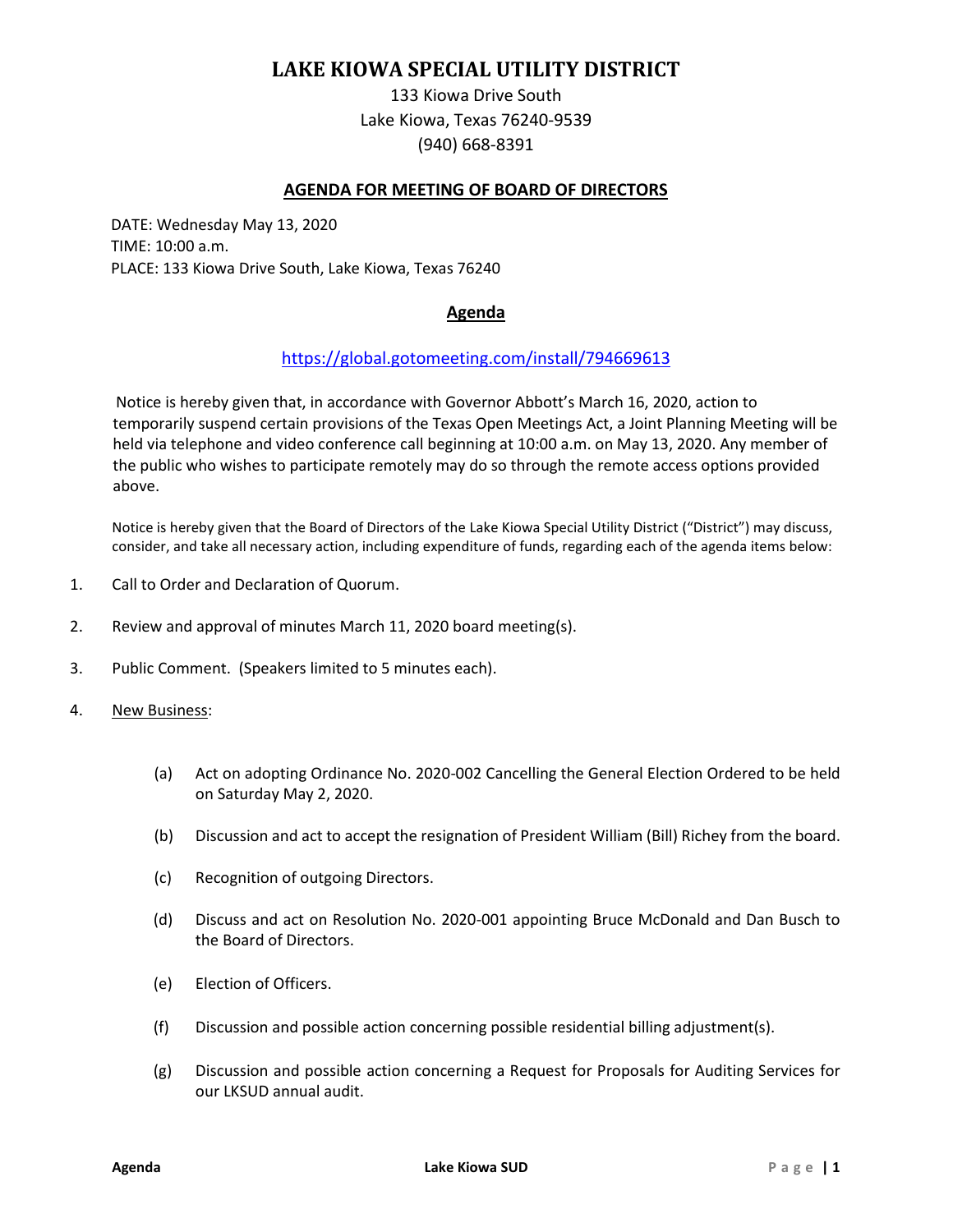# LAKE KIOWA SPECIAL UTILITY DISTRICT

133 Kiowa Drive South
Lake Kiowa, Texas 76240-9539
(940) 668-8391

## AGENDA FOR MEETING OF BOARD OF DIRECTORS

DATE: Wednesday May 13, 2020
TIME: 10:00 a.m.
PLACE: 133 Kiowa Drive South, Lake Kiowa, Texas 76240

## Agenda

https://global.gotomeeting.com/install/794669613

Notice is hereby given that, in accordance with Governor Abbott's March 16, 2020, action to temporarily suspend certain provisions of the Texas Open Meetings Act, a Joint Planning Meeting will be held via telephone and video conference call beginning at 10:00 a.m. on May 13, 2020. Any member of the public who wishes to participate remotely may do so through the remote access options provided above.

Notice is hereby given that the Board of Directors of the Lake Kiowa Special Utility District ("District") may discuss, consider, and take all necessary action, including expenditure of funds, regarding each of the agenda items below:

1. Call to Order and Declaration of Quorum.
2. Review and approval of minutes March 11, 2020 board meeting(s).
3. Public Comment. (Speakers limited to 5 minutes each).
4. New Business:
   - (a) Act on adopting Ordinance No. 2020-002 Cancelling the General Election Ordered to be held on Saturday May 2, 2020.
   - (b) Discussion and act to accept the resignation of President William (Bill) Richey from the board.
   - (c) Recognition of outgoing Directors.
   - (d) Discuss and act on Resolution No. 2020-001 appointing Bruce McDonald and Dan Busch to the Board of Directors.
   - (e) Election of Officers.
   - (f) Discussion and possible action concerning possible residential billing adjustment(s).
   - (g) Discussion and possible action concerning a Request for Proposals for Auditing Services for our LKSUD annual audit.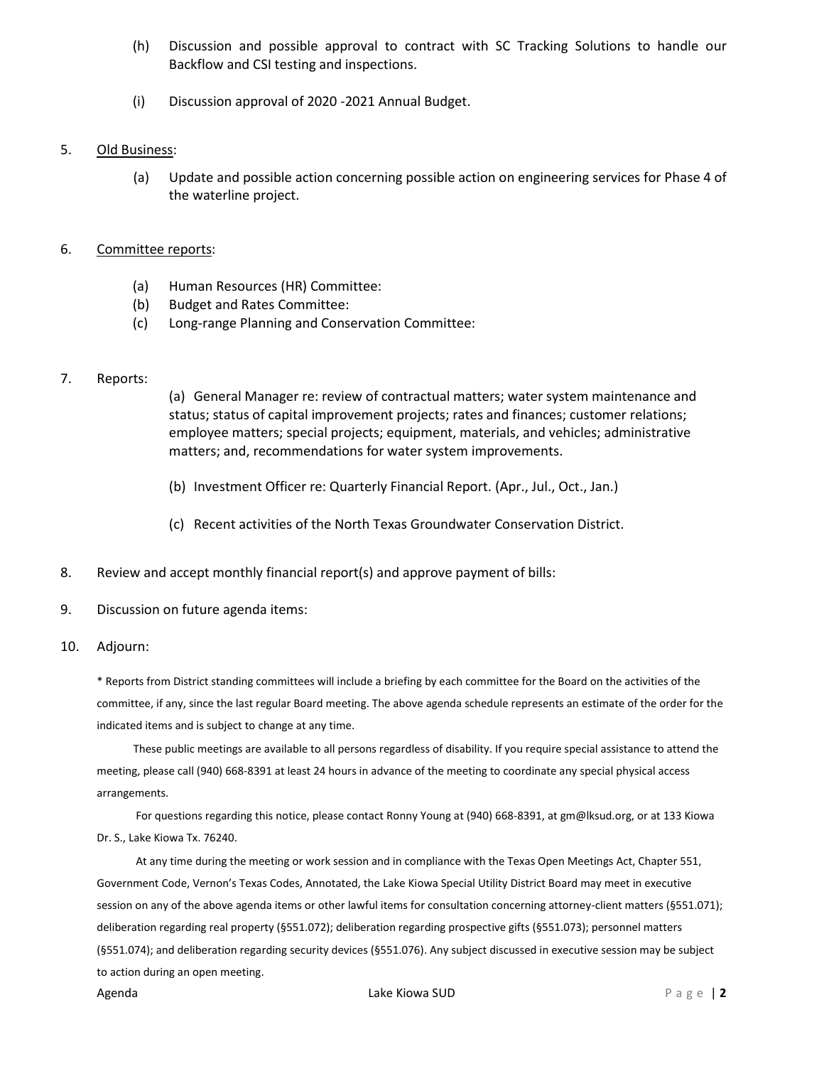(h) Discussion and possible approval to contract with SC Tracking Solutions to handle our Backflow and CSI testing and inspections.

(i) Discussion approval of 2020 -2021 Annual Budget.

5. Old Business:

   (a) Update and possible action concerning possible action on engineering services for Phase 4 of the waterline project.

6. Committee reports:

   (a) Human Resources (HR) Committee:
   (b) Budget and Rates Committee:
   (c) Long-range Planning and Conservation Committee:

7. Reports:

   (a) General Manager re: review of contractual matters; water system maintenance and status; status of capital improvement projects; rates and finances; customer relations; employee matters; special projects; equipment, materials, and vehicles; administrative matters; and, recommendations for water system improvements.

   (b) Investment Officer re: Quarterly Financial Report. (Apr., Jul., Oct., Jan.)

   (c) Recent activities of the North Texas Groundwater Conservation District.

8. Review and accept monthly financial report(s) and approve payment of bills:

9. Discussion on future agenda items:

10. Adjourn:

* Reports from District standing committees will include a briefing by each committee for the Board on the activities of the committee, if any, since the last regular Board meeting. The above agenda schedule represents an estimate of the order for the indicated items and is subject to change at any time.

These public meetings are available to all persons regardless of disability. If you require special assistance to attend the meeting, please call (940) 668-8391 at least 24 hours in advance of the meeting to coordinate any special physical access arrangements.

For questions regarding this notice, please contact Ronny Young at (940) 668-8391, at gm@lksud.org, or at 133 Kiowa Dr. S., Lake Kiowa Tx. 76240.

At any time during the meeting or work session and in compliance with the Texas Open Meetings Act, Chapter 551, Government Code, Vernon's Texas Codes, Annotated, the Lake Kiowa Special Utility District Board may meet in executive session on any of the above agenda items or other lawful items for consultation concerning attorney-client matters (§551.071); deliberation regarding real property (§551.072); deliberation regarding prospective gifts (§551.073); personnel matters (§551.074); and deliberation regarding security devices (§551.076). Any subject discussed in executive session may be subject to action during an open meeting.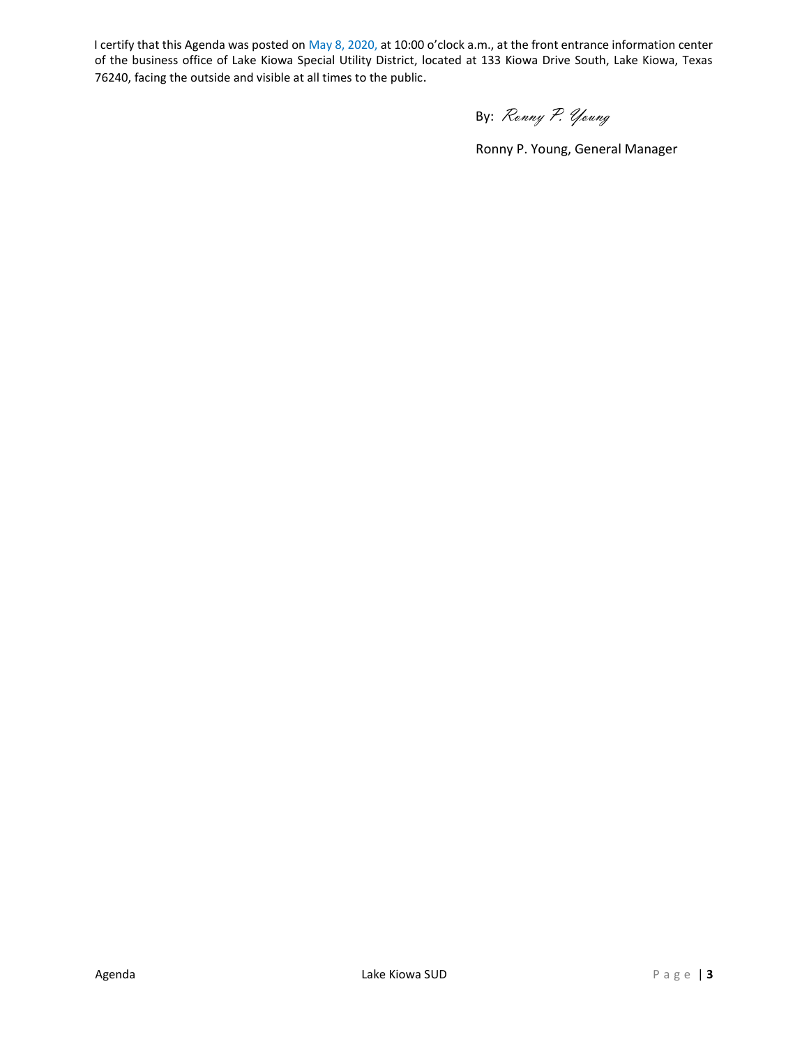I certify that this Agenda was posted on May 8, 2020, at 10:00 o'clock a.m., at the front entrance information center of the business office of Lake Kiowa Special Utility District, located at 133 Kiowa Drive South, Lake Kiowa, Texas 76240, facing the outside and visible at all times to the public.

By: *Ronny P. Young*

Ronny P. Young, General Manager